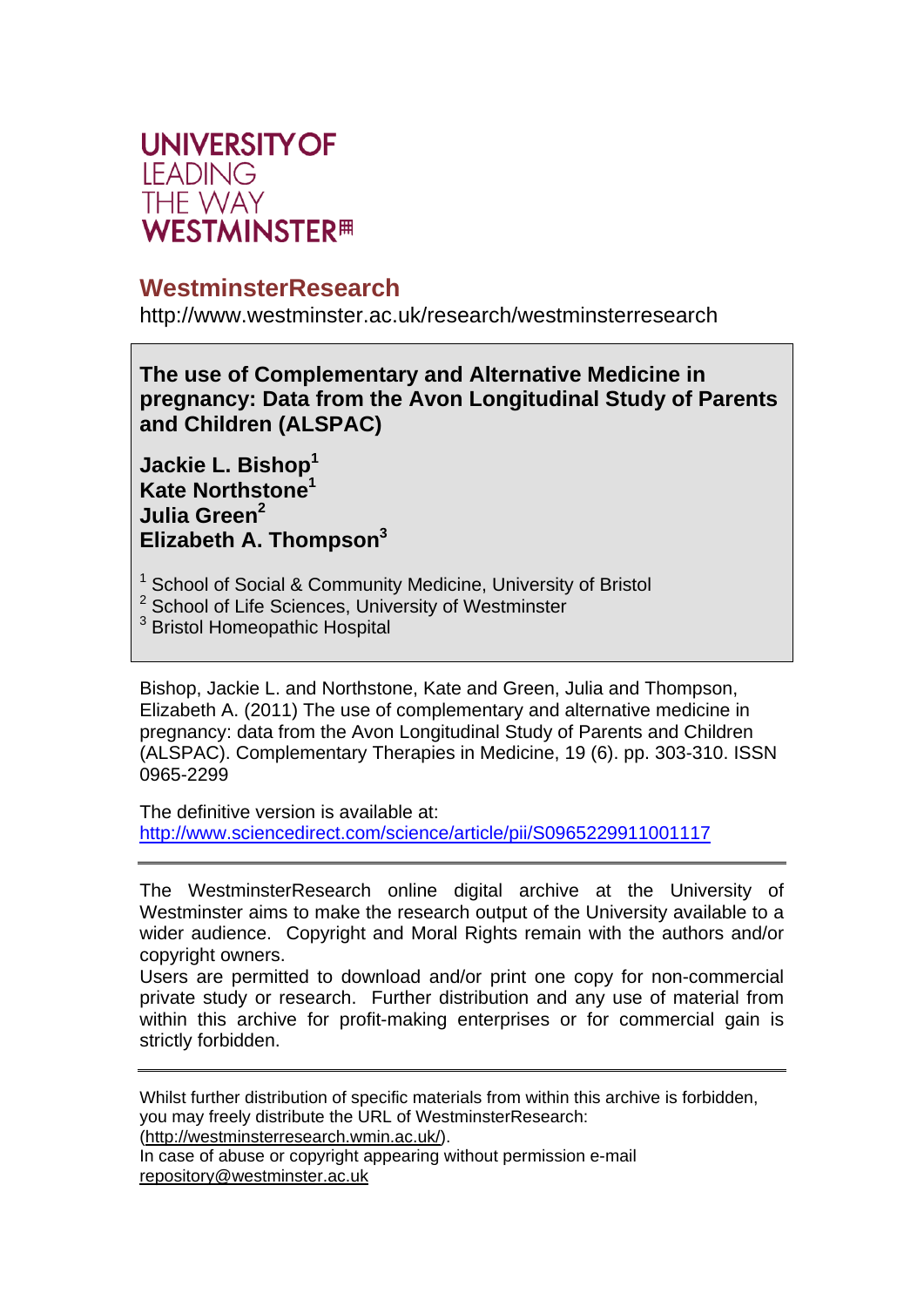**UNIVERSITY OF**
**LEADING**
**THE WAY**
**WESTMINSTER**

## WestminsterResearch

http://www.westminster.ac.uk/research/westminsterresearch

# The use of Complementary and Alternative Medicine in pregnancy: Data from the Avon Longitudinal Study of Parents and Children (ALSPAC)

**Jackie L. Bishop**[1]
**Kate Northstone**[1]
**Julia Green**[2]
**Elizabeth A. Thompson**[3]

[1] School of Social & Community Medicine, University of Bristol
[2] School of Life Sciences, University of Westminster
[3] Bristol Homeopathic Hospital

Bishop, Jackie L. and Northstone, Kate and Green, Julia and Thompson, Elizabeth A. (2011) The use of complementary and alternative medicine in pregnancy: data from the Avon Longitudinal Study of Parents and Children (ALSPAC). Complementary Therapies in Medicine, 19 (6). pp. 303-310. ISSN 0965-2299

The definitive version is available at:
http://www.sciencedirect.com/science/article/pii/S0965229911001117

---

The WestminsterResearch online digital archive at the University of Westminster aims to make the research output of the University available to a wider audience. Copyright and Moral Rights remain with the authors and/or copyright owners.
Users are permitted to download and/or print one copy for non-commercial private study or research. Further distribution and any use of material from within this archive for profit-making enterprises or for commercial gain is strictly forbidden.

---

Whilst further distribution of specific materials from within this archive is forbidden, you may freely distribute the URL of WestminsterResearch: (http://westminsterresearch.wmin.ac.uk/).
In case of abuse or copyright appearing without permission e-mail repository@westminster.ac.uk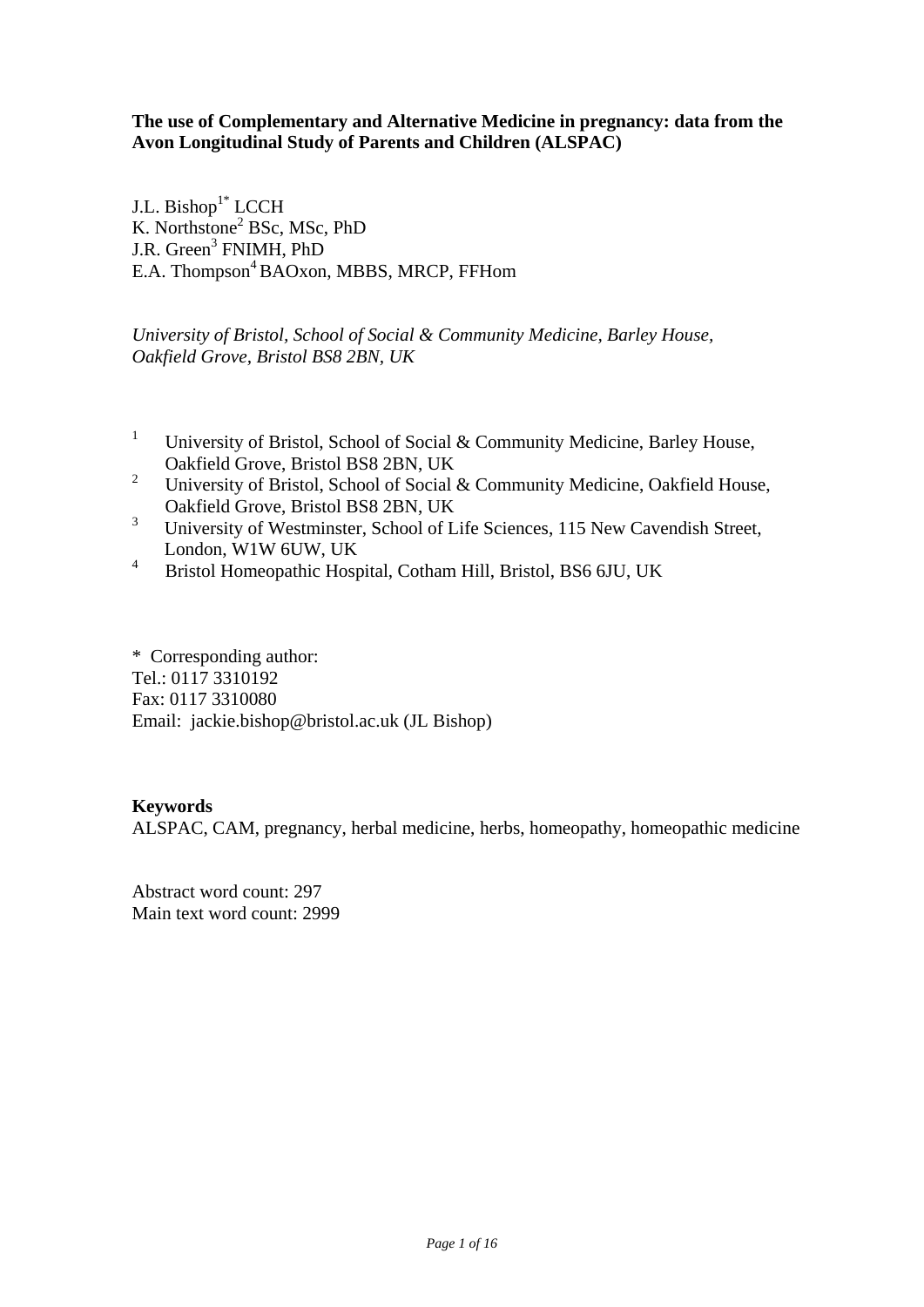**The use of Complementary and Alternative Medicine in pregnancy: data from the Avon Longitudinal Study of Parents and Children (ALSPAC)**

J.L. Bishop[1*] LCCH
K. Northstone[2] BSc, MSc, PhD
J.R. Green[3] FNIMH, PhD
E.A. Thompson[4] BAOxon, MBBS, MRCP, FFHom

*University of Bristol, School of Social & Community Medicine, Barley House, Oakfield Grove, Bristol BS8 2BN, UK*

[1] University of Bristol, School of Social & Community Medicine, Barley House, Oakfield Grove, Bristol BS8 2BN, UK
[2] University of Bristol, School of Social & Community Medicine, Oakfield House, Oakfield Grove, Bristol BS8 2BN, UK
[3] University of Westminster, School of Life Sciences, 115 New Cavendish Street, London, W1W 6UW, UK
[4] Bristol Homeopathic Hospital, Cotham Hill, Bristol, BS6 6JU, UK

\* Corresponding author:
Tel.: 0117 3310192
Fax: 0117 3310080
Email: jackie.bishop@bristol.ac.uk (JL Bishop)

**Keywords**
ALSPAC, CAM, pregnancy, herbal medicine, herbs, homeopathy, homeopathic medicine

Abstract word count: 297
Main text word count: 2999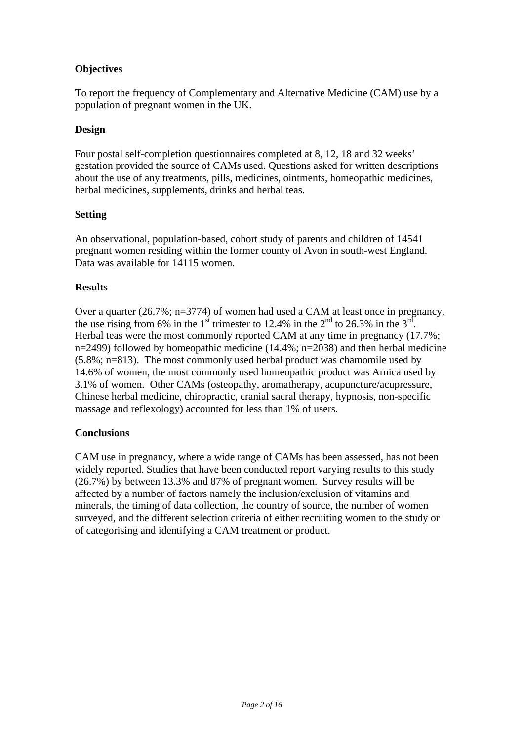## Objectives

To report the frequency of Complementary and Alternative Medicine (CAM) use by a population of pregnant women in the UK.

## Design

Four postal self-completion questionnaires completed at 8, 12, 18 and 32 weeks' gestation provided the source of CAMs used. Questions asked for written descriptions about the use of any treatments, pills, medicines, ointments, homeopathic medicines, herbal medicines, supplements, drinks and herbal teas.

## Setting

An observational, population-based, cohort study of parents and children of 14541 pregnant women residing within the former county of Avon in south-west England. Data was available for 14115 women.

## Results

Over a quarter (26.7%; n=3774) of women had used a CAM at least once in pregnancy, the use rising from 6% in the 1st trimester to 12.4% in the 2nd to 26.3% in the 3rd. Herbal teas were the most commonly reported CAM at any time in pregnancy (17.7%; n=2499) followed by homeopathic medicine (14.4%; n=2038) and then herbal medicine (5.8%; n=813). The most commonly used herbal product was chamomile used by 14.6% of women, the most commonly used homeopathic product was Arnica used by 3.1% of women. Other CAMs (osteopathy, aromatherapy, acupuncture/acupressure, Chinese herbal medicine, chiropractic, cranial sacral therapy, hypnosis, non-specific massage and reflexology) accounted for less than 1% of users.

## Conclusions

CAM use in pregnancy, where a wide range of CAMs has been assessed, has not been widely reported. Studies that have been conducted report varying results to this study (26.7%) by between 13.3% and 87% of pregnant women. Survey results will be affected by a number of factors namely the inclusion/exclusion of vitamins and minerals, the timing of data collection, the country of source, the number of women surveyed, and the different selection criteria of either recruiting women to the study or of categorising and identifying a CAM treatment or product.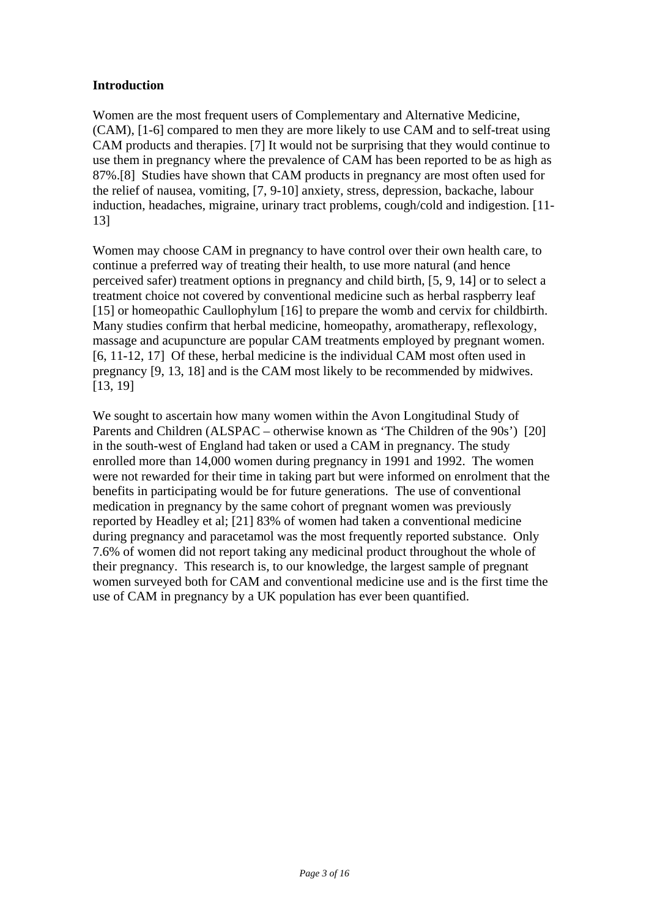## Introduction

Women are the most frequent users of Complementary and Alternative Medicine, (CAM), [1-6] compared to men they are more likely to use CAM and to self-treat using CAM products and therapies. [7] It would not be surprising that they would continue to use them in pregnancy where the prevalence of CAM has been reported to be as high as 87%.[8] Studies have shown that CAM products in pregnancy are most often used for the relief of nausea, vomiting, [7, 9-10] anxiety, stress, depression, backache, labour induction, headaches, migraine, urinary tract problems, cough/cold and indigestion. [11-13]

Women may choose CAM in pregnancy to have control over their own health care, to continue a preferred way of treating their health, to use more natural (and hence perceived safer) treatment options in pregnancy and child birth, [5, 9, 14] or to select a treatment choice not covered by conventional medicine such as herbal raspberry leaf [15] or homeopathic Caullophylum [16] to prepare the womb and cervix for childbirth. Many studies confirm that herbal medicine, homeopathy, aromatherapy, reflexology, massage and acupuncture are popular CAM treatments employed by pregnant women. [6, 11-12, 17] Of these, herbal medicine is the individual CAM most often used in pregnancy [9, 13, 18] and is the CAM most likely to be recommended by midwives. [13, 19]

We sought to ascertain how many women within the Avon Longitudinal Study of Parents and Children (ALSPAC – otherwise known as 'The Children of the 90s') [20] in the south-west of England had taken or used a CAM in pregnancy. The study enrolled more than 14,000 women during pregnancy in 1991 and 1992. The women were not rewarded for their time in taking part but were informed on enrolment that the benefits in participating would be for future generations. The use of conventional medication in pregnancy by the same cohort of pregnant women was previously reported by Headley et al; [21] 83% of women had taken a conventional medicine during pregnancy and paracetamol was the most frequently reported substance. Only 7.6% of women did not report taking any medicinal product throughout the whole of their pregnancy. This research is, to our knowledge, the largest sample of pregnant women surveyed both for CAM and conventional medicine use and is the first time the use of CAM in pregnancy by a UK population has ever been quantified.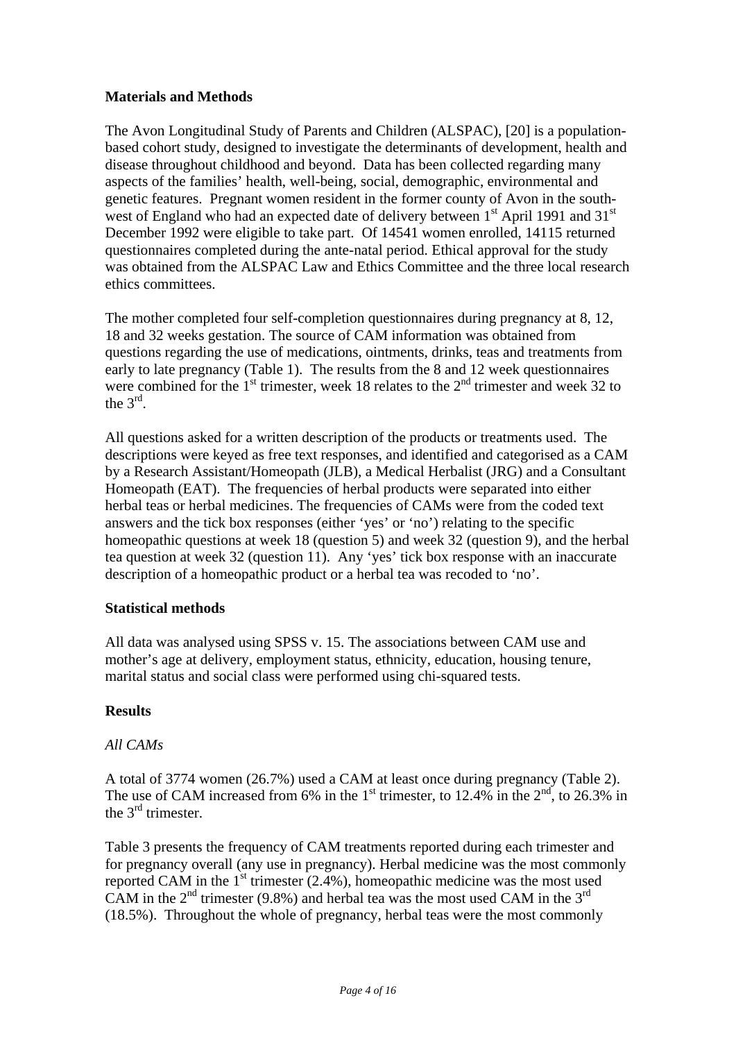## Materials and Methods

The Avon Longitudinal Study of Parents and Children (ALSPAC), [20] is a population-based cohort study, designed to investigate the determinants of development, health and disease throughout childhood and beyond. Data has been collected regarding many aspects of the families' health, well-being, social, demographic, environmental and genetic features. Pregnant women resident in the former county of Avon in the south-west of England who had an expected date of delivery between 1st April 1991 and 31st December 1992 were eligible to take part. Of 14541 women enrolled, 14115 returned questionnaires completed during the ante-natal period. Ethical approval for the study was obtained from the ALSPAC Law and Ethics Committee and the three local research ethics committees.

The mother completed four self-completion questionnaires during pregnancy at 8, 12, 18 and 32 weeks gestation. The source of CAM information was obtained from questions regarding the use of medications, ointments, drinks, teas and treatments from early to late pregnancy (Table 1). The results from the 8 and 12 week questionnaires were combined for the 1st trimester, week 18 relates to the 2nd trimester and week 32 to the 3rd.

All questions asked for a written description of the products or treatments used. The descriptions were keyed as free text responses, and identified and categorised as a CAM by a Research Assistant/Homeopath (JLB), a Medical Herbalist (JRG) and a Consultant Homeopath (EAT). The frequencies of herbal products were separated into either herbal teas or herbal medicines. The frequencies of CAMs were from the coded text answers and the tick box responses (either 'yes' or 'no') relating to the specific homeopathic questions at week 18 (question 5) and week 32 (question 9), and the herbal tea question at week 32 (question 11). Any 'yes' tick box response with an inaccurate description of a homeopathic product or a herbal tea was recoded to 'no'.

### Statistical methods

All data was analysed using SPSS v. 15. The associations between CAM use and mother's age at delivery, employment status, ethnicity, education, housing tenure, marital status and social class were performed using chi-squared tests.

## Results

*All CAMs*

A total of 3774 women (26.7%) used a CAM at least once during pregnancy (Table 2). The use of CAM increased from 6% in the 1st trimester, to 12.4% in the 2nd, to 26.3% in the 3rd trimester.

Table 3 presents the frequency of CAM treatments reported during each trimester and for pregnancy overall (any use in pregnancy). Herbal medicine was the most commonly reported CAM in the 1st trimester (2.4%), homeopathic medicine was the most used CAM in the 2nd trimester (9.8%) and herbal tea was the most used CAM in the 3rd (18.5%). Throughout the whole of pregnancy, herbal teas were the most commonly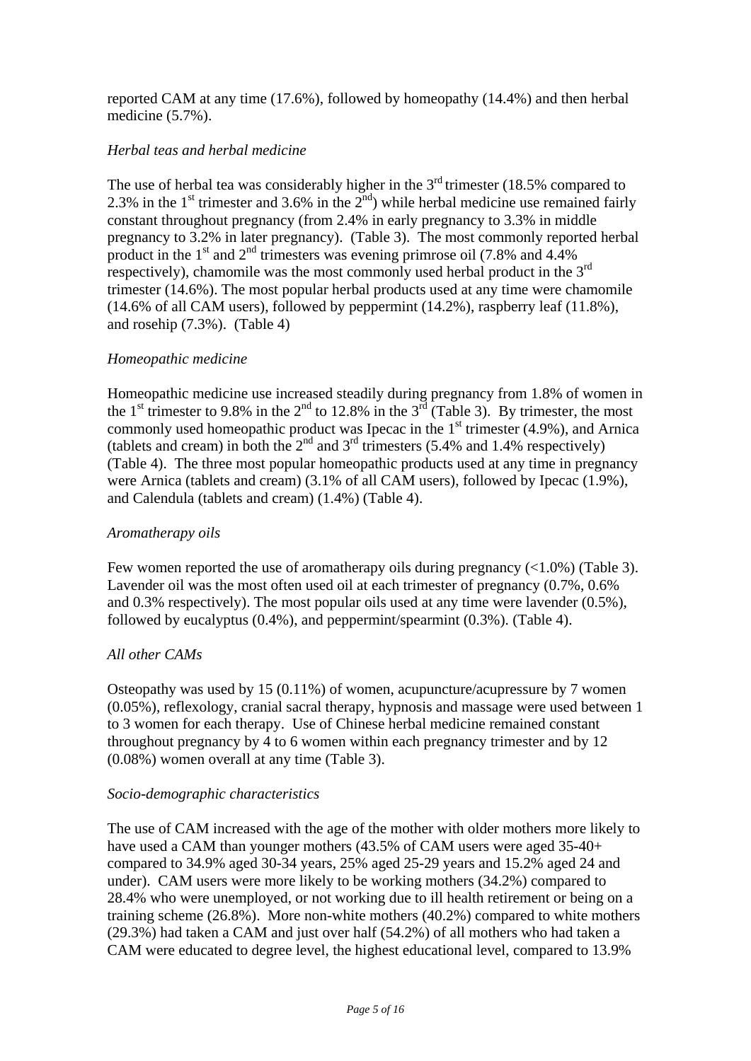reported CAM at any time (17.6%), followed by homeopathy (14.4%) and then herbal medicine (5.7%).

### *Herbal teas and herbal medicine*

The use of herbal tea was considerably higher in the 3rd trimester (18.5% compared to 2.3% in the 1st trimester and 3.6% in the 2nd) while herbal medicine use remained fairly constant throughout pregnancy (from 2.4% in early pregnancy to 3.3% in middle pregnancy to 3.2% in later pregnancy). (Table 3). The most commonly reported herbal product in the 1st and 2nd trimesters was evening primrose oil (7.8% and 4.4% respectively), chamomile was the most commonly used herbal product in the 3rd trimester (14.6%). The most popular herbal products used at any time were chamomile (14.6% of all CAM users), followed by peppermint (14.2%), raspberry leaf (11.8%), and rosehip (7.3%). (Table 4)

### *Homeopathic medicine*

Homeopathic medicine use increased steadily during pregnancy from 1.8% of women in the 1st trimester to 9.8% in the 2nd to 12.8% in the 3rd (Table 3). By trimester, the most commonly used homeopathic product was Ipecac in the 1st trimester (4.9%), and Arnica (tablets and cream) in both the 2nd and 3rd trimesters (5.4% and 1.4% respectively) (Table 4). The three most popular homeopathic products used at any time in pregnancy were Arnica (tablets and cream) (3.1% of all CAM users), followed by Ipecac (1.9%), and Calendula (tablets and cream) (1.4%) (Table 4).

### *Aromatherapy oils*

Few women reported the use of aromatherapy oils during pregnancy (<1.0%) (Table 3). Lavender oil was the most often used oil at each trimester of pregnancy (0.7%, 0.6% and 0.3% respectively). The most popular oils used at any time were lavender (0.5%), followed by eucalyptus (0.4%), and peppermint/spearmint (0.3%). (Table 4).

### *All other CAMs*

Osteopathy was used by 15 (0.11%) of women, acupuncture/acupressure by 7 women (0.05%), reflexology, cranial sacral therapy, hypnosis and massage were used between 1 to 3 women for each therapy. Use of Chinese herbal medicine remained constant throughout pregnancy by 4 to 6 women within each pregnancy trimester and by 12 (0.08%) women overall at any time (Table 3).

### *Socio-demographic characteristics*

The use of CAM increased with the age of the mother with older mothers more likely to have used a CAM than younger mothers (43.5% of CAM users were aged 35-40+ compared to 34.9% aged 30-34 years, 25% aged 25-29 years and 15.2% aged 24 and under). CAM users were more likely to be working mothers (34.2%) compared to 28.4% who were unemployed, or not working due to ill health retirement or being on a training scheme (26.8%). More non-white mothers (40.2%) compared to white mothers (29.3%) had taken a CAM and just over half (54.2%) of all mothers who had taken a CAM were educated to degree level, the highest educational level, compared to 13.9%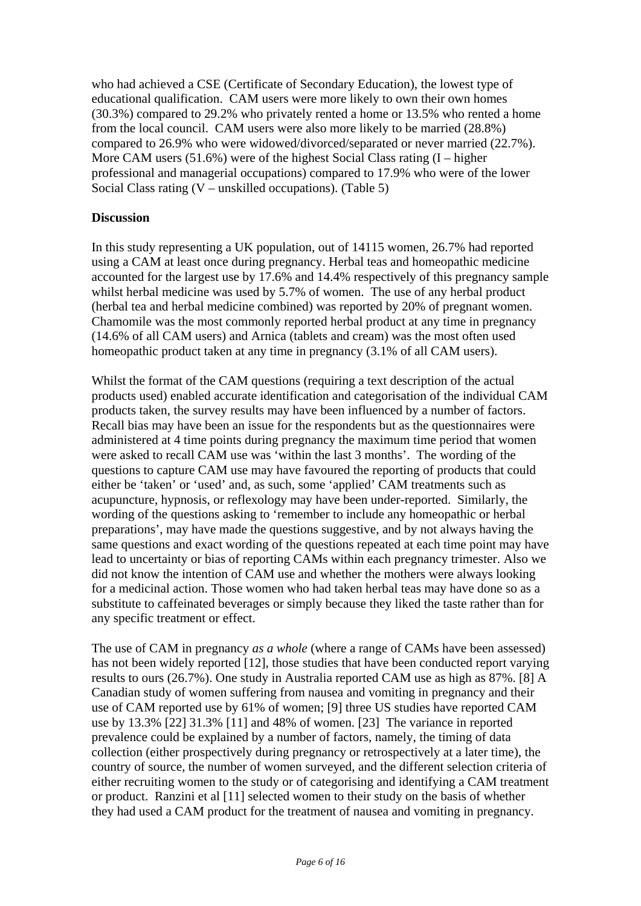who had achieved a CSE (Certificate of Secondary Education), the lowest type of educational qualification. CAM users were more likely to own their own homes (30.3%) compared to 29.2% who privately rented a home or 13.5% who rented a home from the local council. CAM users were also more likely to be married (28.8%) compared to 26.9% who were widowed/divorced/separated or never married (22.7%). More CAM users (51.6%) were of the highest Social Class rating (I – higher professional and managerial occupations) compared to 17.9% who were of the lower Social Class rating (V – unskilled occupations). (Table 5)

**Discussion**

In this study representing a UK population, out of 14115 women, 26.7% had reported using a CAM at least once during pregnancy. Herbal teas and homeopathic medicine accounted for the largest use by 17.6% and 14.4% respectively of this pregnancy sample whilst herbal medicine was used by 5.7% of women. The use of any herbal product (herbal tea and herbal medicine combined) was reported by 20% of pregnant women. Chamomile was the most commonly reported herbal product at any time in pregnancy (14.6% of all CAM users) and Arnica (tablets and cream) was the most often used homeopathic product taken at any time in pregnancy (3.1% of all CAM users).

Whilst the format of the CAM questions (requiring a text description of the actual products used) enabled accurate identification and categorisation of the individual CAM products taken, the survey results may have been influenced by a number of factors. Recall bias may have been an issue for the respondents but as the questionnaires were administered at 4 time points during pregnancy the maximum time period that women were asked to recall CAM use was 'within the last 3 months'. The wording of the questions to capture CAM use may have favoured the reporting of products that could either be 'taken' or 'used' and, as such, some 'applied' CAM treatments such as acupuncture, hypnosis, or reflexology may have been under-reported. Similarly, the wording of the questions asking to 'remember to include any homeopathic or herbal preparations', may have made the questions suggestive, and by not always having the same questions and exact wording of the questions repeated at each time point may have lead to uncertainty or bias of reporting CAMs within each pregnancy trimester. Also we did not know the intention of CAM use and whether the mothers were always looking for a medicinal action. Those women who had taken herbal teas may have done so as a substitute to caffeinated beverages or simply because they liked the taste rather than for any specific treatment or effect.

The use of CAM in pregnancy *as a whole* (where a range of CAMs have been assessed) has not been widely reported [12], those studies that have been conducted report varying results to ours (26.7%). One study in Australia reported CAM use as high as 87%. [8] A Canadian study of women suffering from nausea and vomiting in pregnancy and their use of CAM reported use by 61% of women; [9] three US studies have reported CAM use by 13.3% [22] 31.3% [11] and 48% of women. [23] The variance in reported prevalence could be explained by a number of factors, namely, the timing of data collection (either prospectively during pregnancy or retrospectively at a later time), the country of source, the number of women surveyed, and the different selection criteria of either recruiting women to the study or of categorising and identifying a CAM treatment or product. Ranzini et al [11] selected women to their study on the basis of whether they had used a CAM product for the treatment of nausea and vomiting in pregnancy.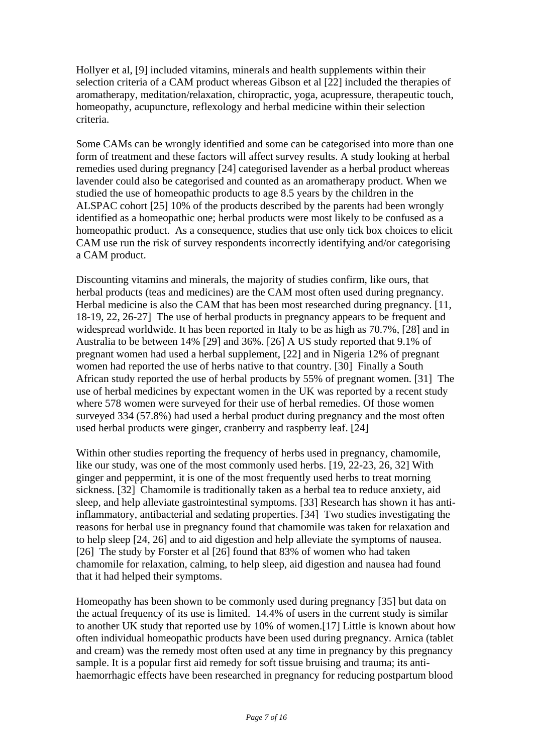Hollyer et al, [9] included vitamins, minerals and health supplements within their selection criteria of a CAM product whereas Gibson et al [22] included the therapies of aromatherapy, meditation/relaxation, chiropractic, yoga, acupressure, therapeutic touch, homeopathy, acupuncture, reflexology and herbal medicine within their selection criteria.

Some CAMs can be wrongly identified and some can be categorised into more than one form of treatment and these factors will affect survey results. A study looking at herbal remedies used during pregnancy [24] categorised lavender as a herbal product whereas lavender could also be categorised and counted as an aromatherapy product. When we studied the use of homeopathic products to age 8.5 years by the children in the ALSPAC cohort [25] 10% of the products described by the parents had been wrongly identified as a homeopathic one; herbal products were most likely to be confused as a homeopathic product. As a consequence, studies that use only tick box choices to elicit CAM use run the risk of survey respondents incorrectly identifying and/or categorising a CAM product.

Discounting vitamins and minerals, the majority of studies confirm, like ours, that herbal products (teas and medicines) are the CAM most often used during pregnancy. Herbal medicine is also the CAM that has been most researched during pregnancy. [11, 18-19, 22, 26-27] The use of herbal products in pregnancy appears to be frequent and widespread worldwide. It has been reported in Italy to be as high as 70.7%, [28] and in Australia to be between 14% [29] and 36%. [26] A US study reported that 9.1% of pregnant women had used a herbal supplement, [22] and in Nigeria 12% of pregnant women had reported the use of herbs native to that country. [30] Finally a South African study reported the use of herbal products by 55% of pregnant women. [31] The use of herbal medicines by expectant women in the UK was reported by a recent study where 578 women were surveyed for their use of herbal remedies. Of those women surveyed 334 (57.8%) had used a herbal product during pregnancy and the most often used herbal products were ginger, cranberry and raspberry leaf. [24]

Within other studies reporting the frequency of herbs used in pregnancy, chamomile, like our study, was one of the most commonly used herbs. [19, 22-23, 26, 32] With ginger and peppermint, it is one of the most frequently used herbs to treat morning sickness. [32] Chamomile is traditionally taken as a herbal tea to reduce anxiety, aid sleep, and help alleviate gastrointestinal symptoms. [33] Research has shown it has anti-inflammatory, antibacterial and sedating properties. [34] Two studies investigating the reasons for herbal use in pregnancy found that chamomile was taken for relaxation and to help sleep [24, 26] and to aid digestion and help alleviate the symptoms of nausea. [26] The study by Forster et al [26] found that 83% of women who had taken chamomile for relaxation, calming, to help sleep, aid digestion and nausea had found that it had helped their symptoms.

Homeopathy has been shown to be commonly used during pregnancy [35] but data on the actual frequency of its use is limited. 14.4% of users in the current study is similar to another UK study that reported use by 10% of women.[17] Little is known about how often individual homeopathic products have been used during pregnancy. Arnica (tablet and cream) was the remedy most often used at any time in pregnancy by this pregnancy sample. It is a popular first aid remedy for soft tissue bruising and trauma; its anti-haemorrhagic effects have been researched in pregnancy for reducing postpartum blood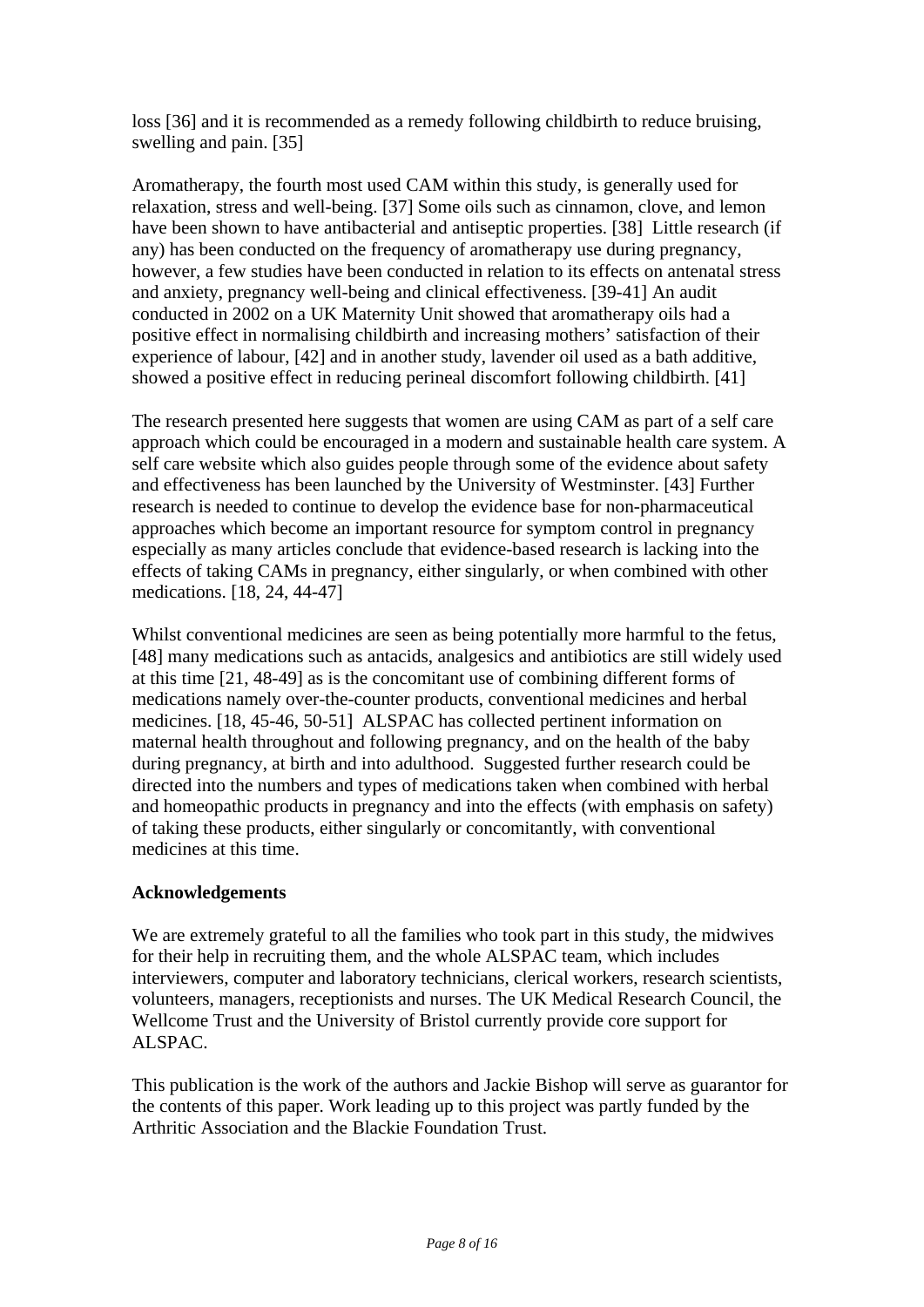loss [36] and it is recommended as a remedy following childbirth to reduce bruising, swelling and pain. [35]

Aromatherapy, the fourth most used CAM within this study, is generally used for relaxation, stress and well-being. [37] Some oils such as cinnamon, clove, and lemon have been shown to have antibacterial and antiseptic properties. [38] Little research (if any) has been conducted on the frequency of aromatherapy use during pregnancy, however, a few studies have been conducted in relation to its effects on antenatal stress and anxiety, pregnancy well-being and clinical effectiveness. [39-41] An audit conducted in 2002 on a UK Maternity Unit showed that aromatherapy oils had a positive effect in normalising childbirth and increasing mothers' satisfaction of their experience of labour, [42] and in another study, lavender oil used as a bath additive, showed a positive effect in reducing perineal discomfort following childbirth. [41]

The research presented here suggests that women are using CAM as part of a self care approach which could be encouraged in a modern and sustainable health care system. A self care website which also guides people through some of the evidence about safety and effectiveness has been launched by the University of Westminster. [43] Further research is needed to continue to develop the evidence base for non-pharmaceutical approaches which become an important resource for symptom control in pregnancy especially as many articles conclude that evidence-based research is lacking into the effects of taking CAMs in pregnancy, either singularly, or when combined with other medications. [18, 24, 44-47]

Whilst conventional medicines are seen as being potentially more harmful to the fetus, [48] many medications such as antacids, analgesics and antibiotics are still widely used at this time [21, 48-49] as is the concomitant use of combining different forms of medications namely over-the-counter products, conventional medicines and herbal medicines. [18, 45-46, 50-51] ALSPAC has collected pertinent information on maternal health throughout and following pregnancy, and on the health of the baby during pregnancy, at birth and into adulthood. Suggested further research could be directed into the numbers and types of medications taken when combined with herbal and homeopathic products in pregnancy and into the effects (with emphasis on safety) of taking these products, either singularly or concomitantly, with conventional medicines at this time.

**Acknowledgements**

We are extremely grateful to all the families who took part in this study, the midwives for their help in recruiting them, and the whole ALSPAC team, which includes interviewers, computer and laboratory technicians, clerical workers, research scientists, volunteers, managers, receptionists and nurses. The UK Medical Research Council, the Wellcome Trust and the University of Bristol currently provide core support for ALSPAC.

This publication is the work of the authors and Jackie Bishop will serve as guarantor for the contents of this paper. Work leading up to this project was partly funded by the Arthritic Association and the Blackie Foundation Trust.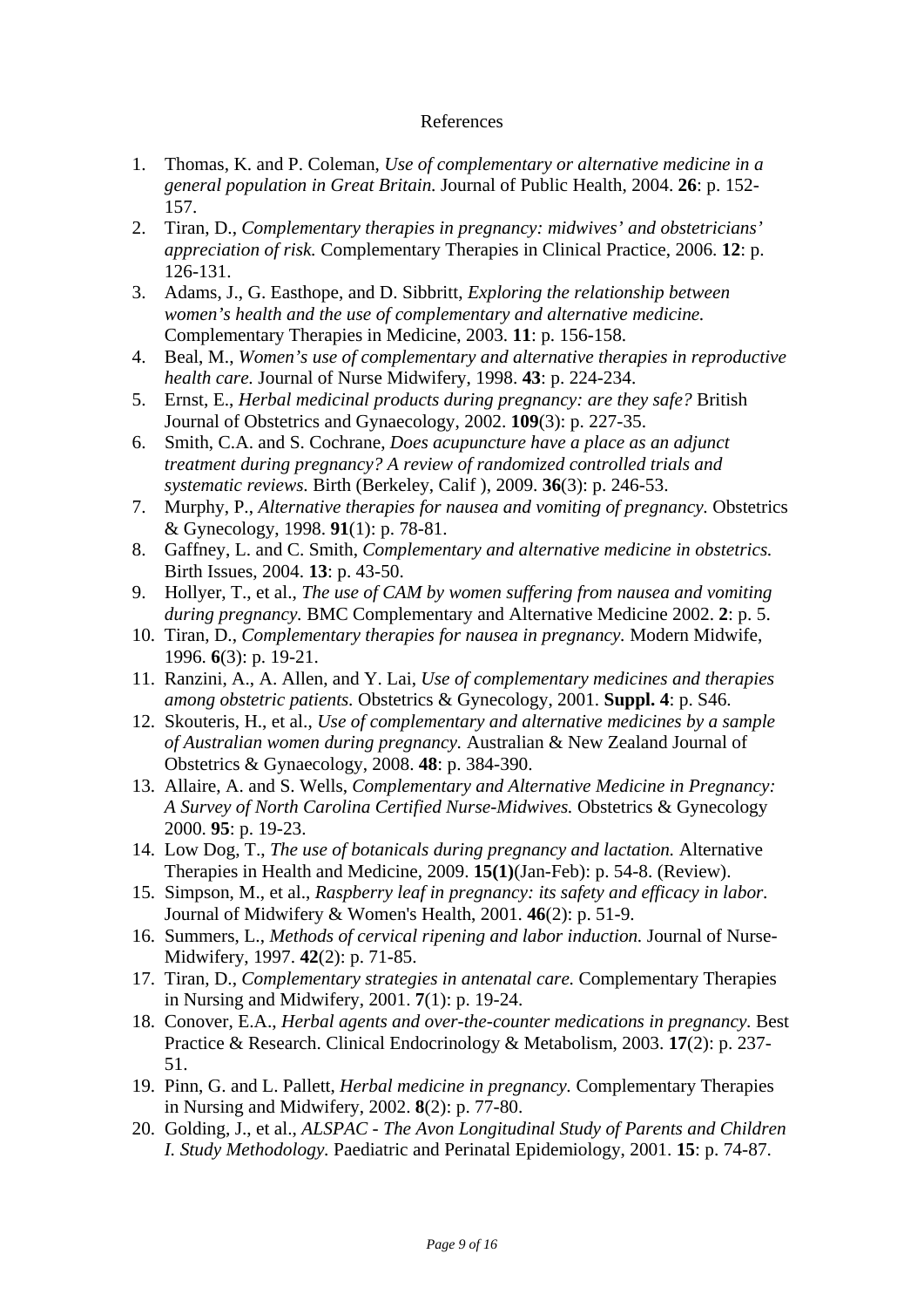References

1. Thomas, K. and P. Coleman, *Use of complementary or alternative medicine in a general population in Great Britain.* Journal of Public Health, 2004. **26**: p. 152-157.
2. Tiran, D., *Complementary therapies in pregnancy: midwives' and obstetricians' appreciation of risk.* Complementary Therapies in Clinical Practice, 2006. **12**: p. 126-131.
3. Adams, J., G. Easthope, and D. Sibbritt, *Exploring the relationship between women's health and the use of complementary and alternative medicine.* Complementary Therapies in Medicine, 2003. **11**: p. 156-158.
4. Beal, M., *Women's use of complementary and alternative therapies in reproductive health care.* Journal of Nurse Midwifery, 1998. **43**: p. 224-234.
5. Ernst, E., *Herbal medicinal products during pregnancy: are they safe?* British Journal of Obstetrics and Gynaecology, 2002. **109**(3): p. 227-35.
6. Smith, C.A. and S. Cochrane, *Does acupuncture have a place as an adjunct treatment during pregnancy? A review of randomized controlled trials and systematic reviews.* Birth (Berkeley, Calif ), 2009. **36**(3): p. 246-53.
7. Murphy, P., *Alternative therapies for nausea and vomiting of pregnancy.* Obstetrics & Gynecology, 1998. **91**(1): p. 78-81.
8. Gaffney, L. and C. Smith, *Complementary and alternative medicine in obstetrics.* Birth Issues, 2004. **13**: p. 43-50.
9. Hollyer, T., et al., *The use of CAM by women suffering from nausea and vomiting during pregnancy.* BMC Complementary and Alternative Medicine 2002. **2**: p. 5.
10. Tiran, D., *Complementary therapies for nausea in pregnancy.* Modern Midwife, 1996. **6**(3): p. 19-21.
11. Ranzini, A., A. Allen, and Y. Lai, *Use of complementary medicines and therapies among obstetric patients.* Obstetrics & Gynecology, 2001. **Suppl. 4**: p. S46.
12. Skouteris, H., et al., *Use of complementary and alternative medicines by a sample of Australian women during pregnancy.* Australian & New Zealand Journal of Obstetrics & Gynaecology, 2008. **48**: p. 384-390.
13. Allaire, A. and S. Wells, *Complementary and Alternative Medicine in Pregnancy: A Survey of North Carolina Certified Nurse-Midwives.* Obstetrics & Gynecology 2000. **95**: p. 19-23.
14. Low Dog, T., *The use of botanicals during pregnancy and lactation.* Alternative Therapies in Health and Medicine, 2009. **15(1)**(Jan-Feb): p. 54-8. (Review).
15. Simpson, M., et al., *Raspberry leaf in pregnancy: its safety and efficacy in labor.* Journal of Midwifery & Women's Health, 2001. **46**(2): p. 51-9.
16. Summers, L., *Methods of cervical ripening and labor induction.* Journal of Nurse-Midwifery, 1997. **42**(2): p. 71-85.
17. Tiran, D., *Complementary strategies in antenatal care.* Complementary Therapies in Nursing and Midwifery, 2001. **7**(1): p. 19-24.
18. Conover, E.A., *Herbal agents and over-the-counter medications in pregnancy.* Best Practice & Research. Clinical Endocrinology & Metabolism, 2003. **17**(2): p. 237-51.
19. Pinn, G. and L. Pallett, *Herbal medicine in pregnancy.* Complementary Therapies in Nursing and Midwifery, 2002. **8**(2): p. 77-80.
20. Golding, J., et al., *ALSPAC - The Avon Longitudinal Study of Parents and Children I. Study Methodology.* Paediatric and Perinatal Epidemiology, 2001. **15**: p. 74-87.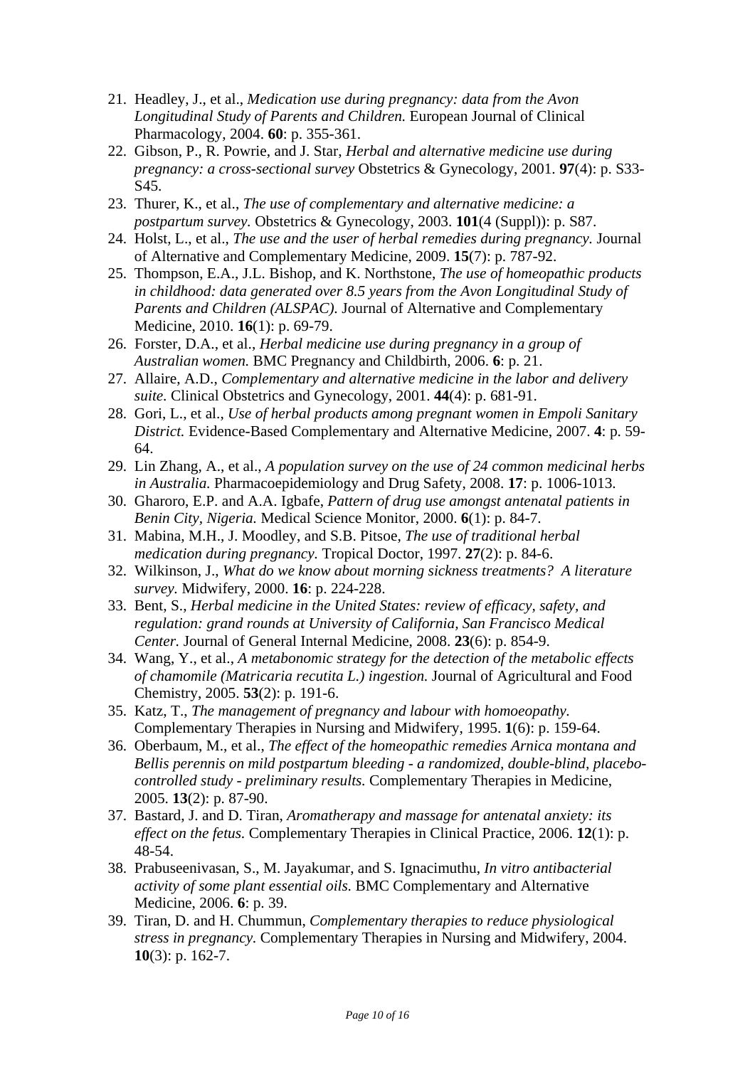21. Headley, J., et al., *Medication use during pregnancy: data from the Avon Longitudinal Study of Parents and Children.* European Journal of Clinical Pharmacology, 2004. **60**: p. 355-361.
22. Gibson, P., R. Powrie, and J. Star, *Herbal and alternative medicine use during pregnancy: a cross-sectional survey* Obstetrics & Gynecology, 2001. **97**(4): p. S33-S45.
23. Thurer, K., et al., *The use of complementary and alternative medicine: a postpartum survey.* Obstetrics & Gynecology, 2003. **101**(4 (Suppl)): p. S87.
24. Holst, L., et al., *The use and the user of herbal remedies during pregnancy.* Journal of Alternative and Complementary Medicine, 2009. **15**(7): p. 787-92.
25. Thompson, E.A., J.L. Bishop, and K. Northstone, *The use of homeopathic products in childhood: data generated over 8.5 years from the Avon Longitudinal Study of Parents and Children (ALSPAC).* Journal of Alternative and Complementary Medicine, 2010. **16**(1): p. 69-79.
26. Forster, D.A., et al., *Herbal medicine use during pregnancy in a group of Australian women.* BMC Pregnancy and Childbirth, 2006. **6**: p. 21.
27. Allaire, A.D., *Complementary and alternative medicine in the labor and delivery suite.* Clinical Obstetrics and Gynecology, 2001. **44**(4): p. 681-91.
28. Gori, L., et al., *Use of herbal products among pregnant women in Empoli Sanitary District.* Evidence-Based Complementary and Alternative Medicine, 2007. **4**: p. 59-64.
29. Lin Zhang, A., et al., *A population survey on the use of 24 common medicinal herbs in Australia.* Pharmacoepidemiology and Drug Safety, 2008. **17**: p. 1006-1013.
30. Gharoro, E.P. and A.A. Igbafe, *Pattern of drug use amongst antenatal patients in Benin City, Nigeria.* Medical Science Monitor, 2000. **6**(1): p. 84-7.
31. Mabina, M.H., J. Moodley, and S.B. Pitsoe, *The use of traditional herbal medication during pregnancy.* Tropical Doctor, 1997. **27**(2): p. 84-6.
32. Wilkinson, J., *What do we know about morning sickness treatments? A literature survey.* Midwifery, 2000. **16**: p. 224-228.
33. Bent, S., *Herbal medicine in the United States: review of efficacy, safety, and regulation: grand rounds at University of California, San Francisco Medical Center.* Journal of General Internal Medicine, 2008. **23**(6): p. 854-9.
34. Wang, Y., et al., *A metabonomic strategy for the detection of the metabolic effects of chamomile (Matricaria recutita L.) ingestion.* Journal of Agricultural and Food Chemistry, 2005. **53**(2): p. 191-6.
35. Katz, T., *The management of pregnancy and labour with homoeopathy.* Complementary Therapies in Nursing and Midwifery, 1995. **1**(6): p. 159-64.
36. Oberbaum, M., et al., *The effect of the homeopathic remedies Arnica montana and Bellis perennis on mild postpartum bleeding - a randomized, double-blind, placebo-controlled study - preliminary results.* Complementary Therapies in Medicine, 2005. **13**(2): p. 87-90.
37. Bastard, J. and D. Tiran, *Aromatherapy and massage for antenatal anxiety: its effect on the fetus.* Complementary Therapies in Clinical Practice, 2006. **12**(1): p. 48-54.
38. Prabuseenivasan, S., M. Jayakumar, and S. Ignacimuthu, *In vitro antibacterial activity of some plant essential oils.* BMC Complementary and Alternative Medicine, 2006. **6**: p. 39.
39. Tiran, D. and H. Chummun, *Complementary therapies to reduce physiological stress in pregnancy.* Complementary Therapies in Nursing and Midwifery, 2004. **10**(3): p. 162-7.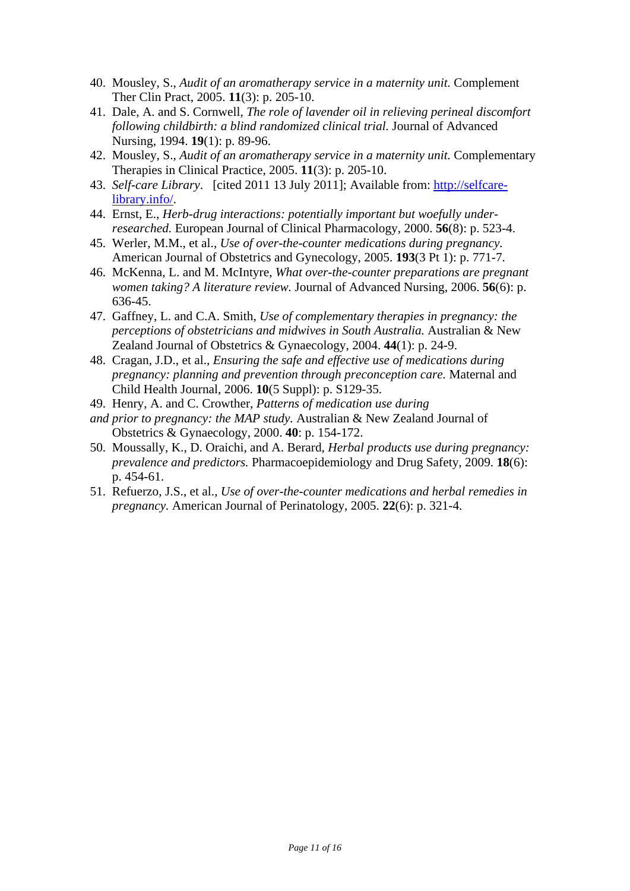40. Mousley, S., *Audit of an aromatherapy service in a maternity unit.* Complement Ther Clin Pract, 2005. **11**(3): p. 205-10.
41. Dale, A. and S. Cornwell, *The role of lavender oil in relieving perineal discomfort following childbirth: a blind randomized clinical trial.* Journal of Advanced Nursing, 1994. **19**(1): p. 89-96.
42. Mousley, S., *Audit of an aromatherapy service in a maternity unit.* Complementary Therapies in Clinical Practice, 2005. **11**(3): p. 205-10.
43. *Self-care Library*. [cited 2011 13 July 2011]; Available from: http://selfcare-library.info/.
44. Ernst, E., *Herb-drug interactions: potentially important but woefully under-researched.* European Journal of Clinical Pharmacology, 2000. **56**(8): p. 523-4.
45. Werler, M.M., et al., *Use of over-the-counter medications during pregnancy.* American Journal of Obstetrics and Gynecology, 2005. **193**(3 Pt 1): p. 771-7.
46. McKenna, L. and M. McIntyre, *What over-the-counter preparations are pregnant women taking? A literature review.* Journal of Advanced Nursing, 2006. **56**(6): p. 636-45.
47. Gaffney, L. and C.A. Smith, *Use of complementary therapies in pregnancy: the perceptions of obstetricians and midwives in South Australia.* Australian & New Zealand Journal of Obstetrics & Gynaecology, 2004. **44**(1): p. 24-9.
48. Cragan, J.D., et al., *Ensuring the safe and effective use of medications during pregnancy: planning and prevention through preconception care.* Maternal and Child Health Journal, 2006. **10**(5 Suppl): p. S129-35.
49. Henry, A. and C. Crowther, *Patterns of medication use during and prior to pregnancy: the MAP study.* Australian & New Zealand Journal of Obstetrics & Gynaecology, 2000. **40**: p. 154-172.
50. Moussally, K., D. Oraichi, and A. Berard, *Herbal products use during pregnancy: prevalence and predictors.* Pharmacoepidemiology and Drug Safety, 2009. **18**(6): p. 454-61.
51. Refuerzo, J.S., et al., *Use of over-the-counter medications and herbal remedies in pregnancy.* American Journal of Perinatology, 2005. **22**(6): p. 321-4.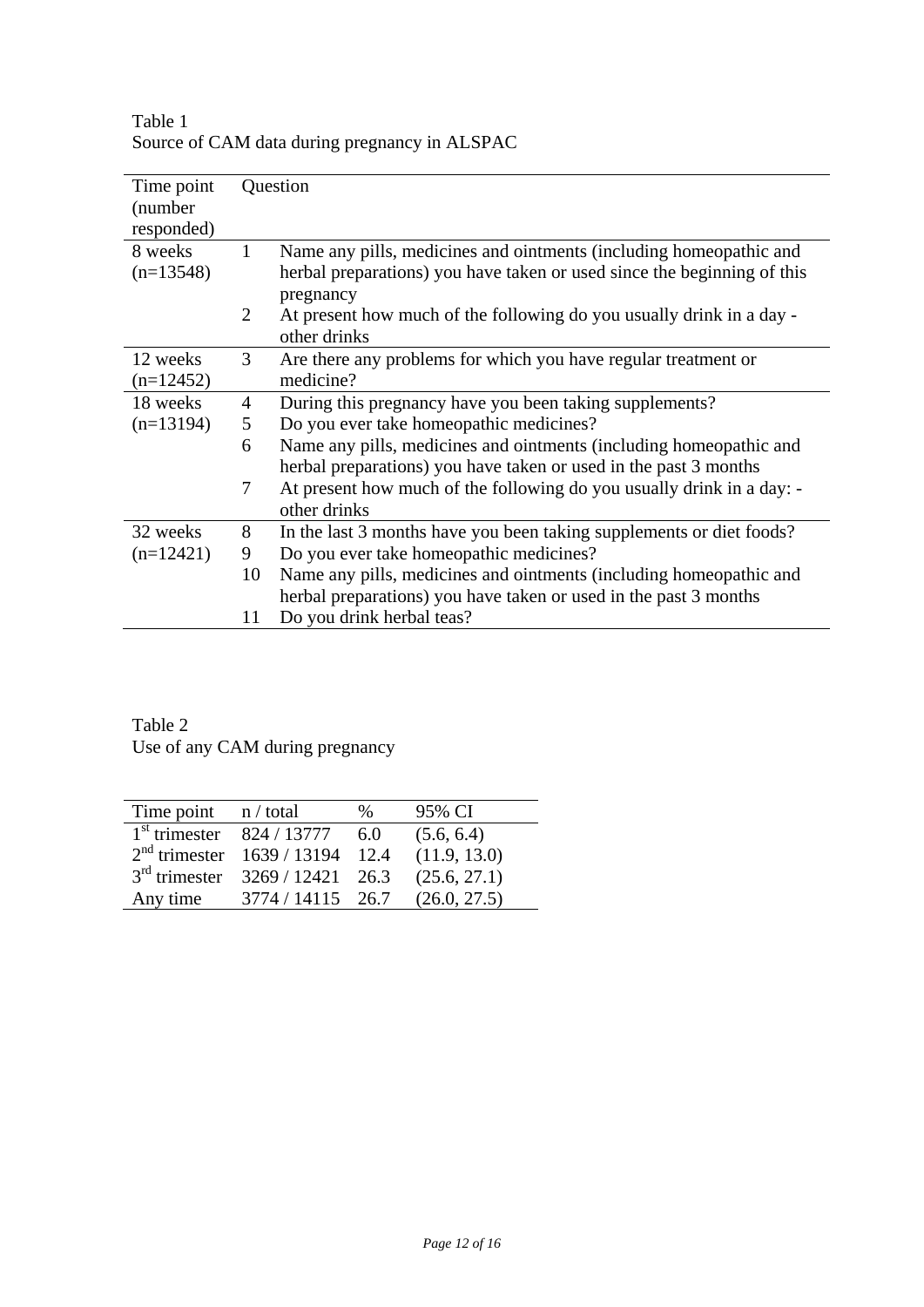Table 1
Source of CAM data during pregnancy in ALSPAC

| Time point (number responded) | | Question |
|---|---|---|
| 8 weeks (n=13548) | 1 | Name any pills, medicines and ointments (including homeopathic and herbal preparations) you have taken or used since the beginning of this pregnancy |
| | 2 | At present how much of the following do you usually drink in a day - other drinks |
| 12 weeks (n=12452) | 3 | Are there any problems for which you have regular treatment or medicine? |
| 18 weeks (n=13194) | 4 | During this pregnancy have you been taking supplements? |
| | 5 | Do you ever take homeopathic medicines? |
| | 6 | Name any pills, medicines and ointments (including homeopathic and herbal preparations) you have taken or used in the past 3 months |
| | 7 | At present how much of the following do you usually drink in a day: - other drinks |
| 32 weeks (n=12421) | 8 | In the last 3 months have you been taking supplements or diet foods? |
| | 9 | Do you ever take homeopathic medicines? |
| | 10 | Name any pills, medicines and ointments (including homeopathic and herbal preparations) you have taken or used in the past 3 months |
| | 11 | Do you drink herbal teas? |

Table 2
Use of any CAM during pregnancy

| Time point | n / total | % | 95% CI |
|---|---|---|---|
| 1st trimester | 824 / 13777 | 6.0 | (5.6, 6.4) |
| 2nd trimester | 1639 / 13194 | 12.4 | (11.9, 13.0) |
| 3rd trimester | 3269 / 12421 | 26.3 | (25.6, 27.1) |
| Any time | 3774 / 14115 | 26.7 | (26.0, 27.5) |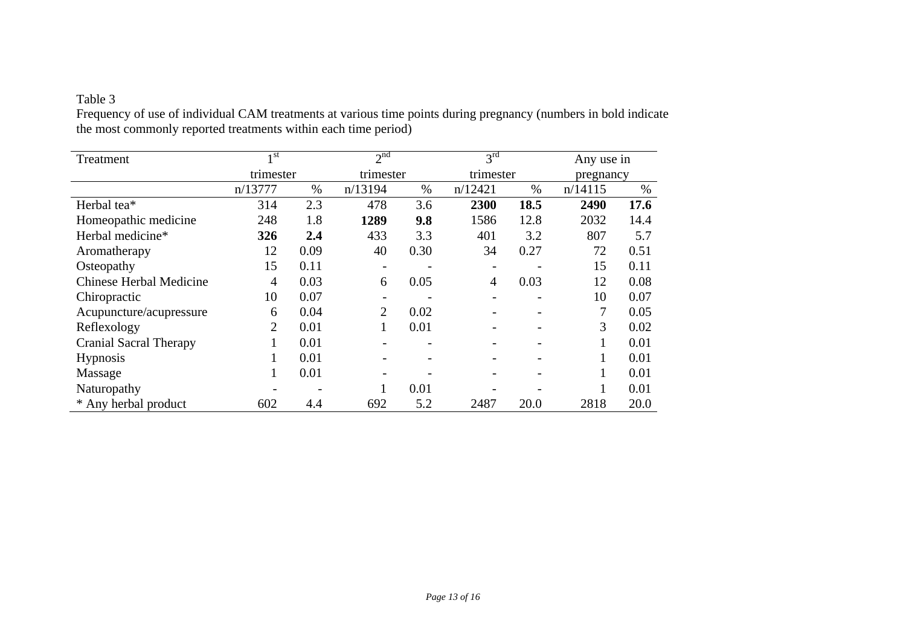Table 3

Frequency of use of individual CAM treatments at various time points during pregnancy (numbers in bold indicate the most commonly reported treatments within each time period)

| Treatment | 1st trimester | | 2nd trimester | | 3rd trimester | | Any use in pregnancy | |
|---|---|---|---|---|---|---|---|---|
| | n/13777 | % | n/13194 | % | n/12421 | % | n/14115 | % |
| Herbal tea* | 314 | 2.3 | 478 | 3.6 | **2300** | **18.5** | **2490** | **17.6** |
| Homeopathic medicine | 248 | 1.8 | **1289** | **9.8** | 1586 | 12.8 | 2032 | 14.4 |
| Herbal medicine* | **326** | **2.4** | 433 | 3.3 | 401 | 3.2 | 807 | 5.7 |
| Aromatherapy | 12 | 0.09 | 40 | 0.30 | 34 | 0.27 | 72 | 0.51 |
| Osteopathy | 15 | 0.11 | - | - | - | - | 15 | 0.11 |
| Chinese Herbal Medicine | 4 | 0.03 | 6 | 0.05 | 4 | 0.03 | 12 | 0.08 |
| Chiropractic | 10 | 0.07 | - | - | - | - | 10 | 0.07 |
| Acupuncture/acupressure | 6 | 0.04 | 2 | 0.02 | - | - | 7 | 0.05 |
| Reflexology | 2 | 0.01 | 1 | 0.01 | - | - | 3 | 0.02 |
| Cranial Sacral Therapy | 1 | 0.01 | - | - | - | - | 1 | 0.01 |
| Hypnosis | 1 | 0.01 | - | - | - | - | 1 | 0.01 |
| Massage | 1 | 0.01 | - | - | - | - | 1 | 0.01 |
| Naturopathy | - | - | 1 | 0.01 | - | - | 1 | 0.01 |
| * Any herbal product | 602 | 4.4 | 692 | 5.2 | 2487 | 20.0 | 2818 | 20.0 |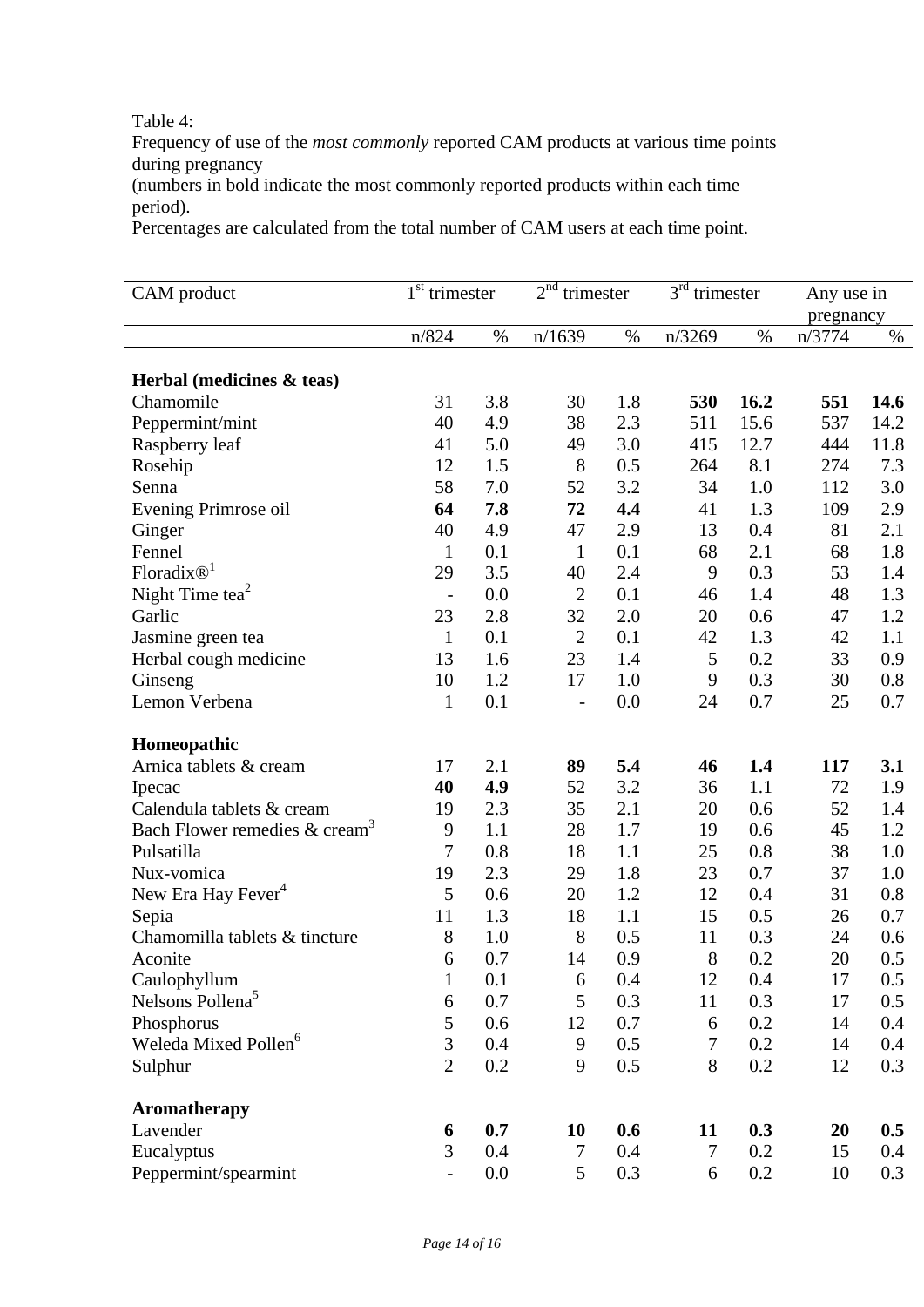Table 4:
Frequency of use of the *most commonly* reported CAM products at various time points during pregnancy
(numbers in bold indicate the most commonly reported products within each time period).
Percentages are calculated from the total number of CAM users at each time point.

| CAM product | 1st trimester | | 2nd trimester | | 3rd trimester | | Any use in pregnancy | |
|---|---|---|---|---|---|---|---|---|
| | n/824 | % | n/1639 | % | n/3269 | % | n/3774 | % |
| **Herbal (medicines & teas)** | | | | | | | | |
| Chamomile | 31 | 3.8 | 30 | 1.8 | **530** | **16.2** | **551** | **14.6** |
| Peppermint/mint | 40 | 4.9 | 38 | 2.3 | 511 | 15.6 | 537 | 14.2 |
| Raspberry leaf | 41 | 5.0 | 49 | 3.0 | 415 | 12.7 | 444 | 11.8 |
| Rosehip | 12 | 1.5 | 8 | 0.5 | 264 | 8.1 | 274 | 7.3 |
| Senna | 58 | 7.0 | 52 | 3.2 | 34 | 1.0 | 112 | 3.0 |
| Evening Primrose oil | **64** | **7.8** | **72** | **4.4** | 41 | 1.3 | 109 | 2.9 |
| Ginger | 40 | 4.9 | 47 | 2.9 | 13 | 0.4 | 81 | 2.1 |
| Fennel | 1 | 0.1 | 1 | 0.1 | 68 | 2.1 | 68 | 1.8 |
| Floradix®[1] | 29 | 3.5 | 40 | 2.4 | 9 | 0.3 | 53 | 1.4 |
| Night Time tea[2] | - | 0.0 | 2 | 0.1 | 46 | 1.4 | 48 | 1.3 |
| Garlic | 23 | 2.8 | 32 | 2.0 | 20 | 0.6 | 47 | 1.2 |
| Jasmine green tea | 1 | 0.1 | 2 | 0.1 | 42 | 1.3 | 42 | 1.1 |
| Herbal cough medicine | 13 | 1.6 | 23 | 1.4 | 5 | 0.2 | 33 | 0.9 |
| Ginseng | 10 | 1.2 | 17 | 1.0 | 9 | 0.3 | 30 | 0.8 |
| Lemon Verbena | 1 | 0.1 | - | 0.0 | 24 | 0.7 | 25 | 0.7 |
| **Homeopathic** | | | | | | | | |
| Arnica tablets & cream | 17 | 2.1 | **89** | **5.4** | **46** | **1.4** | **117** | **3.1** |
| Ipecac | **40** | **4.9** | 52 | 3.2 | 36 | 1.1 | 72 | 1.9 |
| Calendula tablets & cream | 19 | 2.3 | 35 | 2.1 | 20 | 0.6 | 52 | 1.4 |
| Bach Flower remedies & cream[3] | 9 | 1.1 | 28 | 1.7 | 19 | 0.6 | 45 | 1.2 |
| Pulsatilla | 7 | 0.8 | 18 | 1.1 | 25 | 0.8 | 38 | 1.0 |
| Nux-vomica | 19 | 2.3 | 29 | 1.8 | 23 | 0.7 | 37 | 1.0 |
| New Era Hay Fever[4] | 5 | 0.6 | 20 | 1.2 | 12 | 0.4 | 31 | 0.8 |
| Sepia | 11 | 1.3 | 18 | 1.1 | 15 | 0.5 | 26 | 0.7 |
| Chamomilla tablets & tincture | 8 | 1.0 | 8 | 0.5 | 11 | 0.3 | 24 | 0.6 |
| Aconite | 6 | 0.7 | 14 | 0.9 | 8 | 0.2 | 20 | 0.5 |
| Caulophyllum | 1 | 0.1 | 6 | 0.4 | 12 | 0.4 | 17 | 0.5 |
| Nelsons Pollena[5] | 6 | 0.7 | 5 | 0.3 | 11 | 0.3 | 17 | 0.5 |
| Phosphorus | 5 | 0.6 | 12 | 0.7 | 6 | 0.2 | 14 | 0.4 |
| Weleda Mixed Pollen[6] | 3 | 0.4 | 9 | 0.5 | 7 | 0.2 | 14 | 0.4 |
| Sulphur | 2 | 0.2 | 9 | 0.5 | 8 | 0.2 | 12 | 0.3 |
| **Aromatherapy** | | | | | | | | |
| Lavender | **6** | **0.7** | **10** | **0.6** | **11** | **0.3** | **20** | **0.5** |
| Eucalyptus | 3 | 0.4 | 7 | 0.4 | 7 | 0.2 | 15 | 0.4 |
| Peppermint/spearmint | - | 0.0 | 5 | 0.3 | 6 | 0.2 | 10 | 0.3 |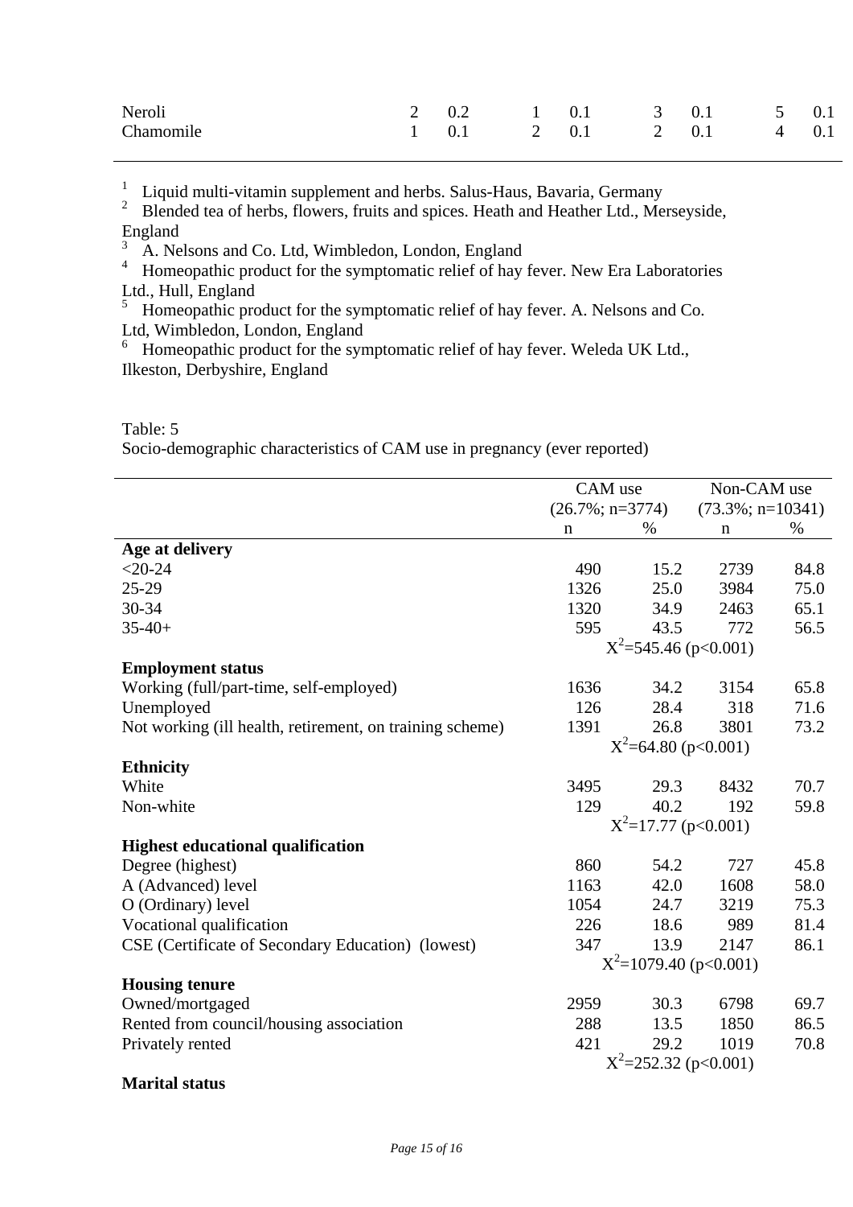| | | | | | | | | |
|---|---|---|---|---|---|---|---|---|
| Neroli | 2 | 0.2 | 1 | 0.1 | 3 | 0.1 | 5 | 0.1 |
| Chamomile | 1 | 0.1 | 2 | 0.1 | 2 | 0.1 | 4 | 0.1 |

[1] Liquid multi-vitamin supplement and herbs. Salus-Haus, Bavaria, Germany
[2] Blended tea of herbs, flowers, fruits and spices. Heath and Heather Ltd., Merseyside, England
[3] A. Nelsons and Co. Ltd, Wimbledon, London, England
[4] Homeopathic product for the symptomatic relief of hay fever. New Era Laboratories Ltd., Hull, England
[5] Homeopathic product for the symptomatic relief of hay fever. A. Nelsons and Co. Ltd, Wimbledon, London, England
[6] Homeopathic product for the symptomatic relief of hay fever. Weleda UK Ltd., Ilkeston, Derbyshire, England

Table: 5
Socio-demographic characteristics of CAM use in pregnancy (ever reported)

| | CAM use (26.7%; n=3774) | | Non-CAM use (73.3%; n=10341) | |
|---|---|---|---|---|
| | n | % | n | % |
| **Age at delivery** | | | | |
| <20-24 | 490 | 15.2 | 2739 | 84.8 |
| 25-29 | 1326 | 25.0 | 3984 | 75.0 |
| 30-34 | 1320 | 34.9 | 2463 | 65.1 |
| 35-40+ | 595 | 43.5 | 772 | 56.5 |
| | $X^2$=545.46 ($p$<0.001) | | | |
| **Employment status** | | | | |
| Working (full/part-time, self-employed) | 1636 | 34.2 | 3154 | 65.8 |
| Unemployed | 126 | 28.4 | 318 | 71.6 |
| Not working (ill health, retirement, on training scheme) | 1391 | 26.8 | 3801 | 73.2 |
| | $X^2$=64.80 ($p$<0.001) | | | |
| **Ethnicity** | | | | |
| White | 3495 | 29.3 | 8432 | 70.7 |
| Non-white | 129 | 40.2 | 192 | 59.8 |
| | $X^2$=17.77 ($p$<0.001) | | | |
| **Highest educational qualification** | | | | |
| Degree (highest) | 860 | 54.2 | 727 | 45.8 |
| A (Advanced) level | 1163 | 42.0 | 1608 | 58.0 |
| O (Ordinary) level | 1054 | 24.7 | 3219 | 75.3 |
| Vocational qualification | 226 | 18.6 | 989 | 81.4 |
| CSE (Certificate of Secondary Education) (lowest) | 347 | 13.9 | 2147 | 86.1 |
| | $X^2$=1079.40 ($p$<0.001) | | | |
| **Housing tenure** | | | | |
| Owned/mortgaged | 2959 | 30.3 | 6798 | 69.7 |
| Rented from council/housing association | 288 | 13.5 | 1850 | 86.5 |
| Privately rented | 421 | 29.2 | 1019 | 70.8 |
| | $X^2$=252.32 ($p$<0.001) | | | |
| **Marital status** | | | | |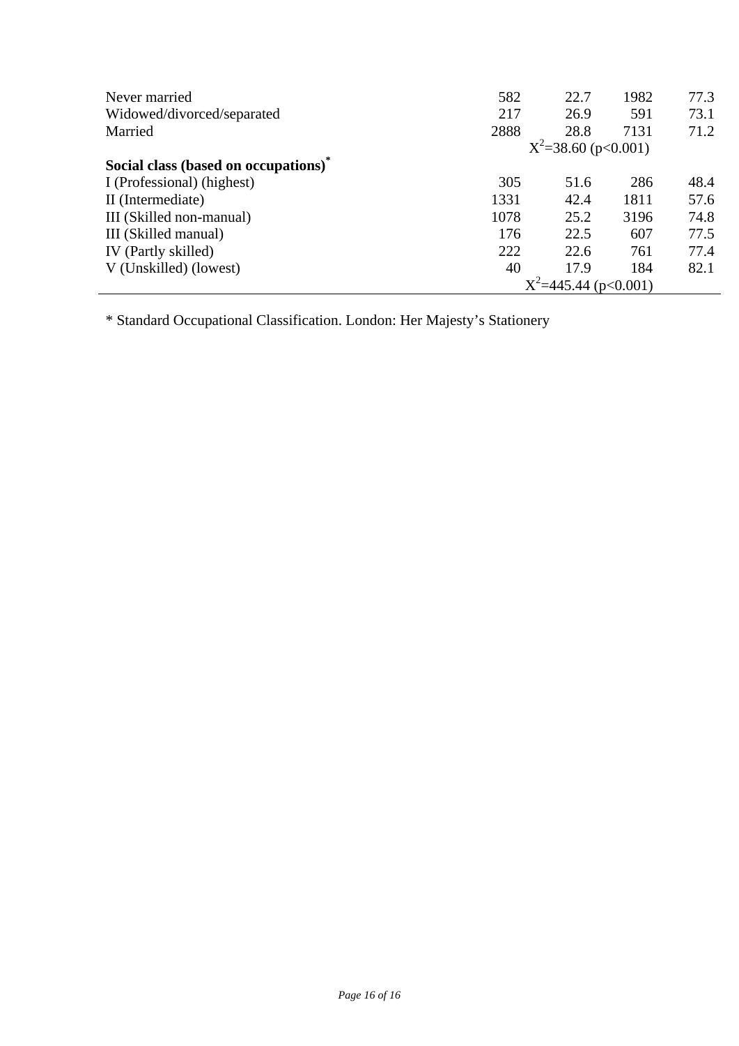| | | | | |
|---|---|---|---|---|
| Never married | 582 | 22.7 | 1982 | 77.3 |
| Widowed/divorced/separated | 217 | 26.9 | 591 | 73.1 |
| Married | 2888 | 28.8 | 7131 | 71.2 |
| | $X^2$=38.60 (p<0.001) | | | |
| **Social class (based on occupations)*** | | | | |
| I (Professional) (highest) | 305 | 51.6 | 286 | 48.4 |
| II (Intermediate) | 1331 | 42.4 | 1811 | 57.6 |
| III (Skilled non-manual) | 1078 | 25.2 | 3196 | 74.8 |
| III (Skilled manual) | 176 | 22.5 | 607 | 77.5 |
| IV (Partly skilled) | 222 | 22.6 | 761 | 77.4 |
| V (Unskilled) (lowest) | 40 | 17.9 | 184 | 82.1 |
| | $X^2$=445.44 (p<0.001) | | | |

* Standard Occupational Classification. London: Her Majesty's Stationery